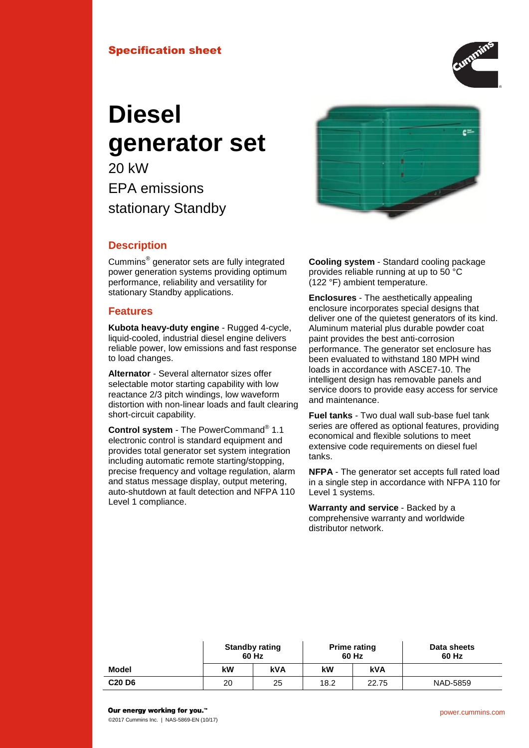Specification sheet

# Diesel generator set

20 kW

EPA emissions

stationary Standby

## Description

Cummins® generator sets are fully integrated power generation systems providing optimum performance, reliability and versatility for stationary Standby applications.

## Features

**Kubota heavy-duty engine** - Rugged 4-cycle, liquid-cooled, industrial diesel engine delivers reliable power, low emissions and fast response to load changes.

**Alternator** - Several alternator sizes offer selectable motor starting capability with low reactance 2/3 pitch windings, low waveform distortion with non-linear loads and fault clearing short-circuit capability.

**Control system** - The PowerCommand® 1.1 electronic control is standard equipment and provides total generator set system integration including automatic remote starting/stopping, precise frequency and voltage regulation, alarm and status message display, output metering, auto-shutdown at fault detection and NFPA 110 Level 1 compliance.

**Cooling system** - Standard cooling package provides reliable running at up to 50 °C (122 °F) ambient temperature.

**Enclosures** - The aesthetically appealing enclosure incorporates special designs that deliver one of the quietest generators of its kind. Aluminum material plus durable powder coat paint provides the best anti-corrosion performance. The generator set enclosure has been evaluated to withstand 180 MPH wind loads in accordance with ASCE7-10. The intelligent design has removable panels and service doors to provide easy access for service and maintenance.

**Fuel tanks** - Two dual wall sub-base fuel tank series are offered as optional features, providing economical and flexible solutions to meet extensive code requirements on diesel fuel tanks.

**NFPA** - The generator set accepts full rated load in a single step in accordance with NFPA 110 for Level 1 systems.

**Warranty and service** - Backed by a comprehensive warranty and worldwide distributor network.

| | Standby rating 60 Hz | | Prime rating 60 Hz | | Data sheets 60 Hz |
|---|---|---|---|---|---|
| **Model** | **kW** | **kVA** | **kW** | **kVA** | |
| **C20 D6** | 20 | 25 | 18.2 | 22.75 | NAD-5859 |

**Our energy working for you.™**

©2017 Cummins Inc. | NAS-5869-EN (10/17)

power.cummins.com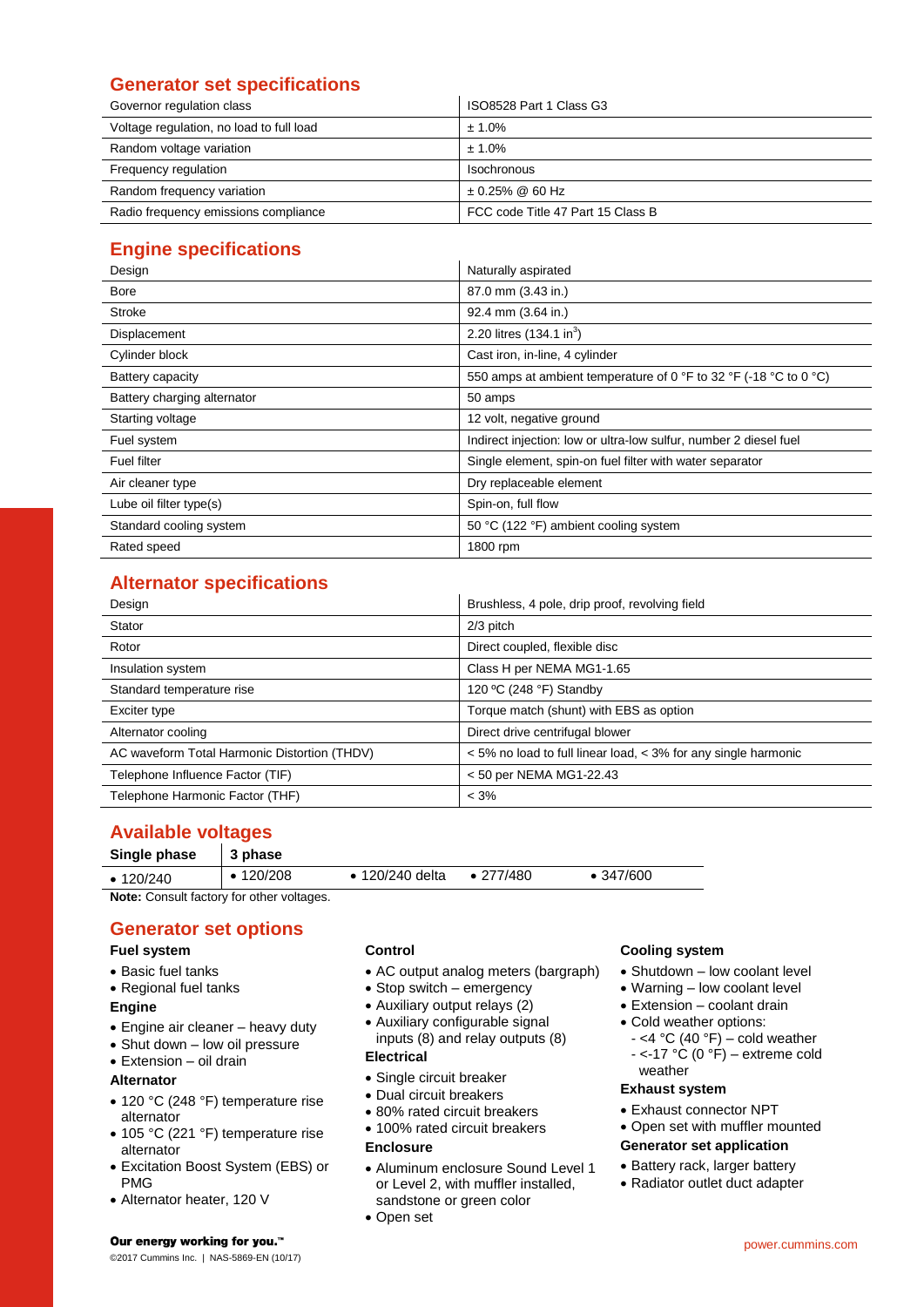## Generator set specifications

| | |
|---|---|
| Governor regulation class | ISO8528 Part 1 Class G3 |
| Voltage regulation, no load to full load | ± 1.0% |
| Random voltage variation | ± 1.0% |
| Frequency regulation | Isochronous |
| Random frequency variation | ± 0.25% @ 60 Hz |
| Radio frequency emissions compliance | FCC code Title 47 Part 15 Class B |

## Engine specifications

| | |
|---|---|
| Design | Naturally aspirated |
| Bore | 87.0 mm (3.43 in.) |
| Stroke | 92.4 mm (3.64 in.) |
| Displacement | 2.20 litres (134.1 in$^3$) |
| Cylinder block | Cast iron, in-line, 4 cylinder |
| Battery capacity | 550 amps at ambient temperature of 0 °F to 32 °F (-18 °C to 0 °C) |
| Battery charging alternator | 50 amps |
| Starting voltage | 12 volt, negative ground |
| Fuel system | Indirect injection: low or ultra-low sulfur, number 2 diesel fuel |
| Fuel filter | Single element, spin-on fuel filter with water separator |
| Air cleaner type | Dry replaceable element |
| Lube oil filter type(s) | Spin-on, full flow |
| Standard cooling system | 50 °C (122 °F) ambient cooling system |
| Rated speed | 1800 rpm |

## Alternator specifications

| | |
|---|---|
| Design | Brushless, 4 pole, drip proof, revolving field |
| Stator | 2/3 pitch |
| Rotor | Direct coupled, flexible disc |
| Insulation system | Class H per NEMA MG1-1.65 |
| Standard temperature rise | 120 ºC (248 °F) Standby |
| Exciter type | Torque match (shunt) with EBS as option |
| Alternator cooling | Direct drive centrifugal blower |
| AC waveform Total Harmonic Distortion (THDV) | < 5% no load to full linear load, < 3% for any single harmonic |
| Telephone Influence Factor (TIF) | < 50 per NEMA MG1-22.43 |
| Telephone Harmonic Factor (THF) | < 3% |

## Available voltages

| Single phase | 3 phase | | | |
|---|---|---|---|---|
| • 120/240 | • 120/208 | • 120/240 delta | • 277/480 | • 347/600 |

**Note:** Consult factory for other voltages.

## Generator set options

### Fuel system

- Basic fuel tanks
- Regional fuel tanks

### Engine

- Engine air cleaner – heavy duty
- Shut down – low oil pressure
- Extension – oil drain

### Alternator

- 120 °C (248 °F) temperature rise alternator
- 105 °C (221 °F) temperature rise alternator
- Excitation Boost System (EBS) or PMG
- Alternator heater, 120 V

### Control

- AC output analog meters (bargraph)
- Stop switch – emergency
- Auxiliary output relays (2)
- Auxiliary configurable signal inputs (8) and relay outputs (8)

### Electrical

- Single circuit breaker
- Dual circuit breakers
- 80% rated circuit breakers
- 100% rated circuit breakers

### Enclosure

- Aluminum enclosure Sound Level 1 or Level 2, with muffler installed, sandstone or green color
- Open set

### Cooling system

- Shutdown – low coolant level
- Warning – low coolant level
- Extension – coolant drain
- Cold weather options:
  - <4 °C (40 °F) – cold weather
  - <-17 °C (0 °F) – extreme cold weather

### Exhaust system

- Exhaust connector NPT
- Open set with muffler mounted

### Generator set application

- Battery rack, larger battery
- Radiator outlet duct adapter

**Our energy working for you.™**

©2017 Cummins Inc. | NAS-5869-EN (10/17)

power.cummins.com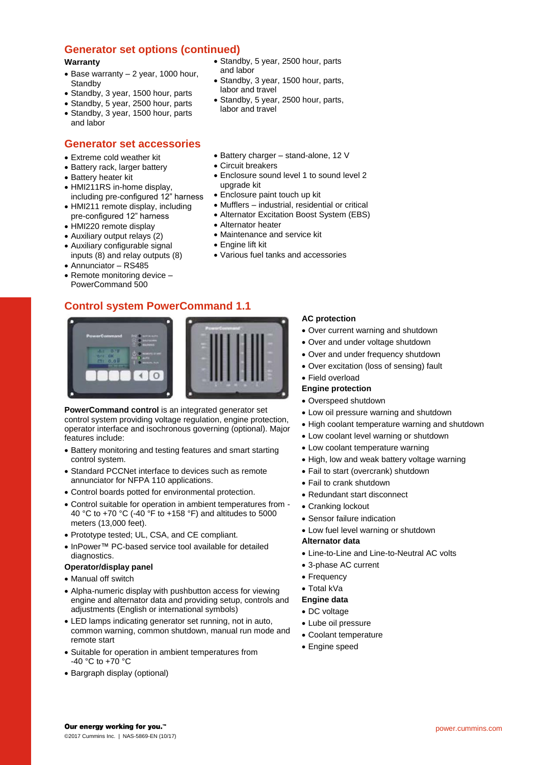## Generator set options (continued)

**Warranty**

- Base warranty – 2 year, 1000 hour, Standby
- Standby, 3 year, 1500 hour, parts
- Standby, 5 year, 2500 hour, parts
- Standby, 3 year, 1500 hour, parts and labor
- Standby, 5 year, 2500 hour, parts and labor
- Standby, 3 year, 1500 hour, parts, labor and travel
- Standby, 5 year, 2500 hour, parts, labor and travel

## Generator set accessories

- Extreme cold weather kit
- Battery rack, larger battery
- Battery heater kit
- HMI211RS in-home display, including pre-configured 12" harness
- HMI211 remote display, including pre-configured 12" harness
- HMI220 remote display
- Auxiliary output relays (2)
- Auxiliary configurable signal inputs (8) and relay outputs (8)
- Annunciator – RS485
- Remote monitoring device – PowerCommand 500
- Battery charger – stand-alone, 12 V
- Circuit breakers
- Enclosure sound level 1 to sound level 2 upgrade kit
- Enclosure paint touch up kit
- Mufflers – industrial, residential or critical
- Alternator Excitation Boost System (EBS)
- Alternator heater
- Maintenance and service kit
- Engine lift kit
- Various fuel tanks and accessories

## Control system PowerCommand 1.1

**PowerCommand control** is an integrated generator set control system providing voltage regulation, engine protection, operator interface and isochronous governing (optional). Major features include:

- Battery monitoring and testing features and smart starting control system.
- Standard PCCNet interface to devices such as remote annunciator for NFPA 110 applications.
- Control boards potted for environmental protection.
- Control suitable for operation in ambient temperatures from -40 °C to +70 °C (-40 °F to +158 °F) and altitudes to 5000 meters (13,000 feet).
- Prototype tested; UL, CSA, and CE compliant.
- InPower™ PC-based service tool available for detailed diagnostics.

**Operator/display panel**

- Manual off switch
- Alpha-numeric display with pushbutton access for viewing engine and alternator data and providing setup, controls and adjustments (English or international symbols)
- LED lamps indicating generator set running, not in auto, common warning, common shutdown, manual run mode and remote start
- Suitable for operation in ambient temperatures from -40 °C to +70 °C
- Bargraph display (optional)

**AC protection**

- Over current warning and shutdown
- Over and under voltage shutdown
- Over and under frequency shutdown
- Over excitation (loss of sensing) fault
- Field overload

**Engine protection**

- Overspeed shutdown
- Low oil pressure warning and shutdown
- High coolant temperature warning and shutdown
- Low coolant level warning or shutdown
- Low coolant temperature warning
- High, low and weak battery voltage warning
- Fail to start (overcrank) shutdown
- Fail to crank shutdown
- Redundant start disconnect
- Cranking lockout
- Sensor failure indication
- Low fuel level warning or shutdown

**Alternator data**

- Line-to-Line and Line-to-Neutral AC volts
- 3-phase AC current
- Frequency
- Total kVa

**Engine data**

- DC voltage
- Lube oil pressure
- Coolant temperature
- Engine speed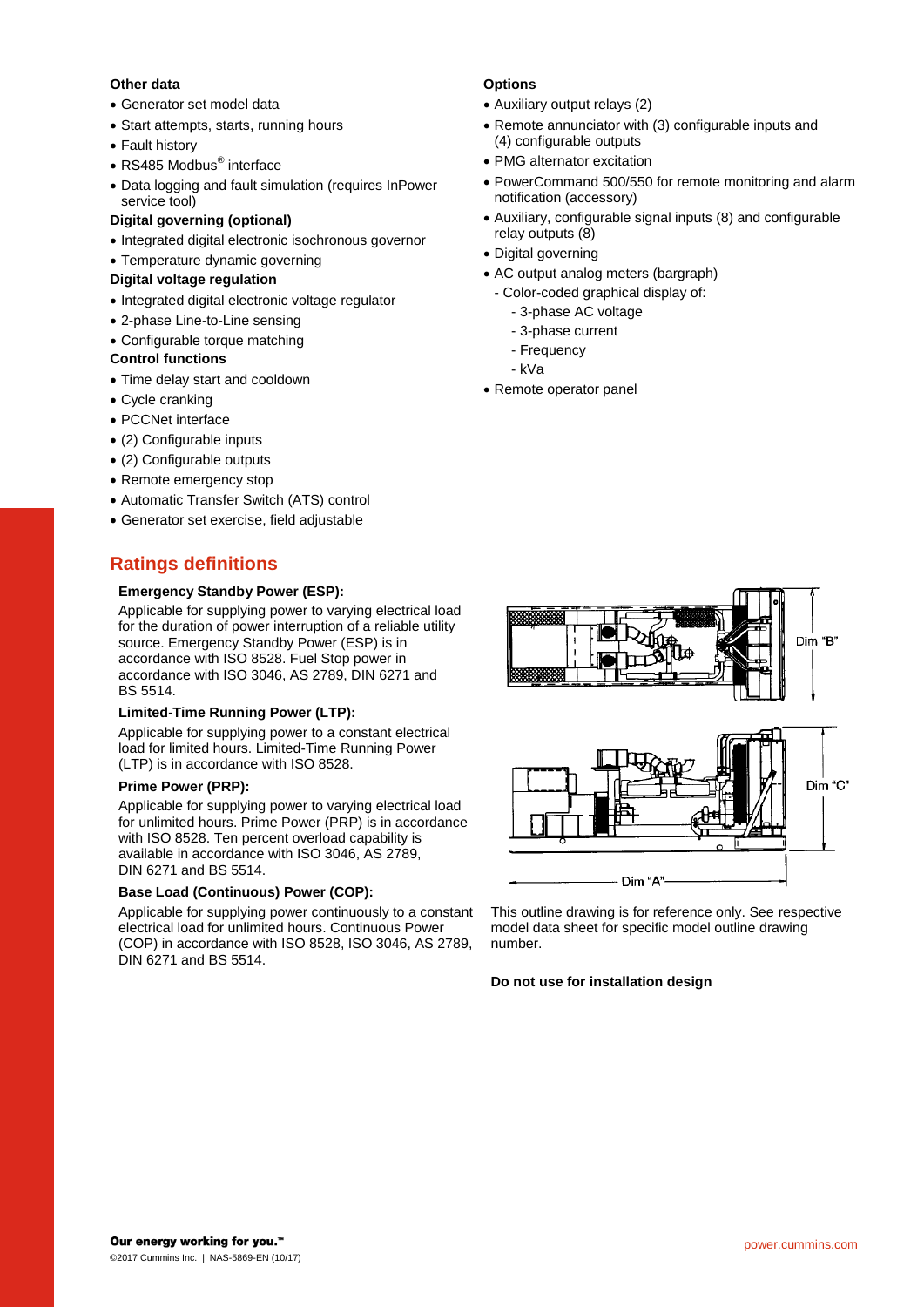**Other data**

- Generator set model data
- Start attempts, starts, running hours
- Fault history
- RS485 Modbus® interface
- Data logging and fault simulation (requires InPower service tool)

**Digital governing (optional)**

- Integrated digital electronic isochronous governor
- Temperature dynamic governing

**Digital voltage regulation**

- Integrated digital electronic voltage regulator
- 2-phase Line-to-Line sensing
- Configurable torque matching

**Control functions**

- Time delay start and cooldown
- Cycle cranking
- PCCNet interface
- (2) Configurable inputs
- (2) Configurable outputs
- Remote emergency stop
- Automatic Transfer Switch (ATS) control
- Generator set exercise, field adjustable

**Options**

- Auxiliary output relays (2)
- Remote annunciator with (3) configurable inputs and (4) configurable outputs
- PMG alternator excitation
- PowerCommand 500/550 for remote monitoring and alarm notification (accessory)
- Auxiliary, configurable signal inputs (8) and configurable relay outputs (8)
- Digital governing
- AC output analog meters (bargraph)
  - Color-coded graphical display of:
    - 3-phase AC voltage
    - 3-phase current
    - Frequency
    - kVa
- Remote operator panel

## Ratings definitions

**Emergency Standby Power (ESP):**

Applicable for supplying power to varying electrical load for the duration of power interruption of a reliable utility source. Emergency Standby Power (ESP) is in accordance with ISO 8528. Fuel Stop power in accordance with ISO 3046, AS 2789, DIN 6271 and BS 5514.

**Limited-Time Running Power (LTP):**

Applicable for supplying power to a constant electrical load for limited hours. Limited-Time Running Power (LTP) is in accordance with ISO 8528.

**Prime Power (PRP):**

Applicable for supplying power to varying electrical load for unlimited hours. Prime Power (PRP) is in accordance with ISO 8528. Ten percent overload capability is available in accordance with ISO 3046, AS 2789, DIN 6271 and BS 5514.

**Base Load (Continuous) Power (COP):**

Applicable for supplying power continuously to a constant electrical load for unlimited hours. Continuous Power (COP) in accordance with ISO 8528, ISO 3046, AS 2789, DIN 6271 and BS 5514.

Dim "B"

Dim "C"

Dim "A"

This outline drawing is for reference only. See respective model data sheet for specific model outline drawing number.

**Do not use for installation design**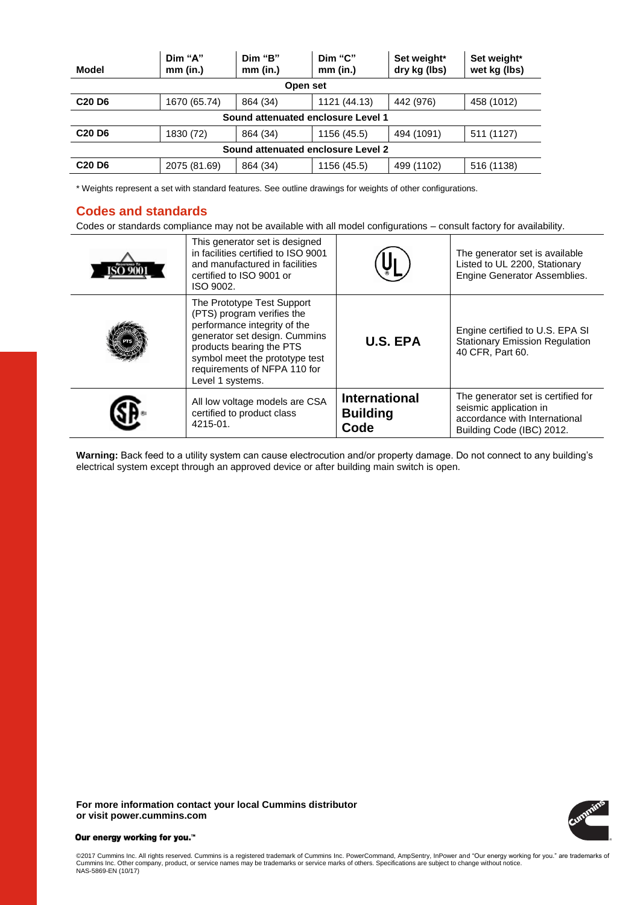| Model | Dim "A" mm (in.) | Dim "B" mm (in.) | Dim "C" mm (in.) | Set weight* dry kg (lbs) | Set weight* wet kg (lbs) |
|---|---|---|---|---|---|
| **Open set** | | | | | |
| **C20 D6** | 1670 (65.74) | 864 (34) | 1121 (44.13) | 442 (976) | 458 (1012) |
| **Sound attenuated enclosure Level 1** | | | | | |
| **C20 D6** | 1830 (72) | 864 (34) | 1156 (45.5) | 494 (1091) | 511 (1127) |
| **Sound attenuated enclosure Level 2** | | | | | |
| **C20 D6** | 2075 (81.69) | 864 (34) | 1156 (45.5) | 499 (1102) | 516 (1138) |

\* Weights represent a set with standard features. See outline drawings for weights of other configurations.

## Codes and standards

Codes or standards compliance may not be available with all model configurations – consult factory for availability.

| | | | |
|---|---|---|---|
| REGISTERED TO ISO 9001 | This generator set is designed in facilities certified to ISO 9001 and manufactured in facilities certified to ISO 9001 or ISO 9002. | UL | The generator set is available Listed to UL 2200, Stationary Engine Generator Assemblies. |
| PTS | The Prototype Test Support (PTS) program verifies the performance integrity of the generator set design. Cummins products bearing the PTS symbol meet the prototype test requirements of NFPA 110 for Level 1 systems. | **U.S. EPA** | Engine certified to U.S. EPA SI Stationary Emission Regulation 40 CFR, Part 60. |
| SP | All low voltage models are CSA certified to product class 4215-01. | **International Building Code** | The generator set is certified for seismic application in accordance with International Building Code (IBC) 2012. |

**Warning:** Back feed to a utility system can cause electrocution and/or property damage. Do not connect to any building's electrical system except through an approved device or after building main switch is open.

**For more information contact your local Cummins distributor or visit power.cummins.com**

**Our energy working for you.™**

©2017 Cummins Inc. All rights reserved. Cummins is a registered trademark of Cummins Inc. PowerCommand, AmpSentry, InPower and "Our energy working for you." are trademarks of Cummins Inc. Other company, product, or service names may be trademarks or service marks of others. Specifications are subject to change without notice.
NAS-5869-EN (10/17)